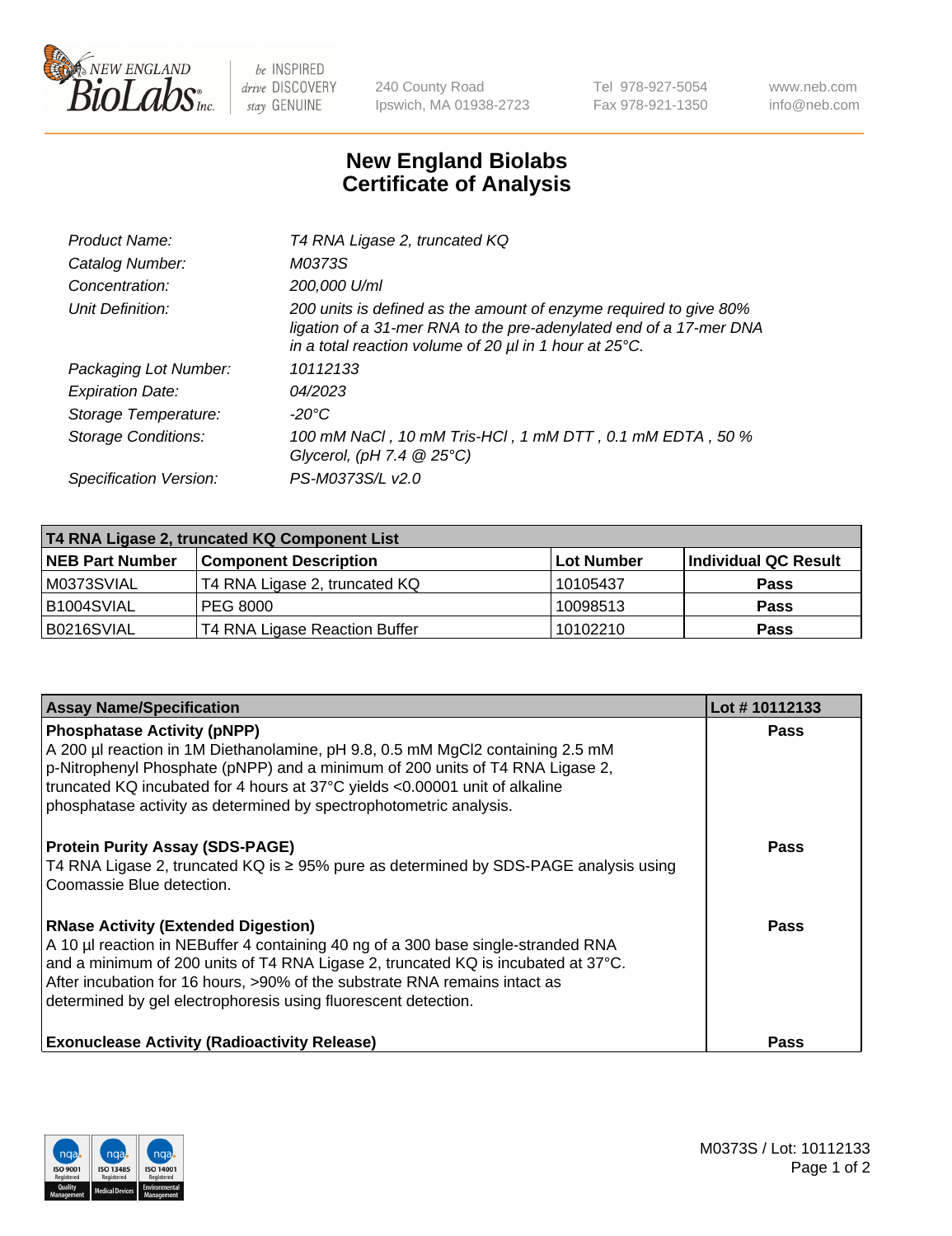# New England Biolabs Certificate of Analysis

| | |
|---|---|
| *Product Name:* | *T4 RNA Ligase 2, truncated KQ* |
| *Catalog Number:* | *M0373S* |
| *Concentration:* | *200,000 U/ml* |
| *Unit Definition:* | *200 units is defined as the amount of enzyme required to give 80% ligation of a 31-mer RNA to the pre-adenylated end of a 17-mer DNA in a total reaction volume of 20 µl in 1 hour at 25°C.* |
| *Packaging Lot Number:* | *10112133* |
| *Expiration Date:* | *04/2023* |
| *Storage Temperature:* | *-20°C* |
| *Storage Conditions:* | *100 mM NaCl , 10 mM Tris-HCl , 1 mM DTT , 0.1 mM EDTA , 50 % Glycerol, (pH 7.4 @ 25°C)* |
| *Specification Version:* | *PS-M0373S/L v2.0* |

**T4 RNA Ligase 2, truncated KQ Component List**

| NEB Part Number | Component Description | Lot Number | Individual QC Result |
|---|---|---|---|
| M0373SVIAL | T4 RNA Ligase 2, truncated KQ | 10105437 | Pass |
| B1004SVIAL | PEG 8000 | 10098513 | Pass |
| B0216SVIAL | T4 RNA Ligase Reaction Buffer | 10102210 | Pass |

| Assay Name/Specification | Lot # 10112133 |
|---|---|
| **Phosphatase Activity (pNPP)** A 200 µl reaction in 1M Diethanolamine, pH 9.8, 0.5 mM MgCl2 containing 2.5 mM p-Nitrophenyl Phosphate (pNPP) and a minimum of 200 units of T4 RNA Ligase 2, truncated KQ incubated for 4 hours at 37°C yields <0.00001 unit of alkaline phosphatase activity as determined by spectrophotometric analysis. | Pass |
| **Protein Purity Assay (SDS-PAGE)** T4 RNA Ligase 2, truncated KQ is ≥ 95% pure as determined by SDS-PAGE analysis using Coomassie Blue detection. | Pass |
| **RNase Activity (Extended Digestion)** A 10 µl reaction in NEBuffer 4 containing 40 ng of a 300 base single-stranded RNA and a minimum of 200 units of T4 RNA Ligase 2, truncated KQ is incubated at 37°C. After incubation for 16 hours, >90% of the substrate RNA remains intact as determined by gel electrophoresis using fluorescent detection. | Pass |
| **Exonuclease Activity (Radioactivity Release)** | Pass |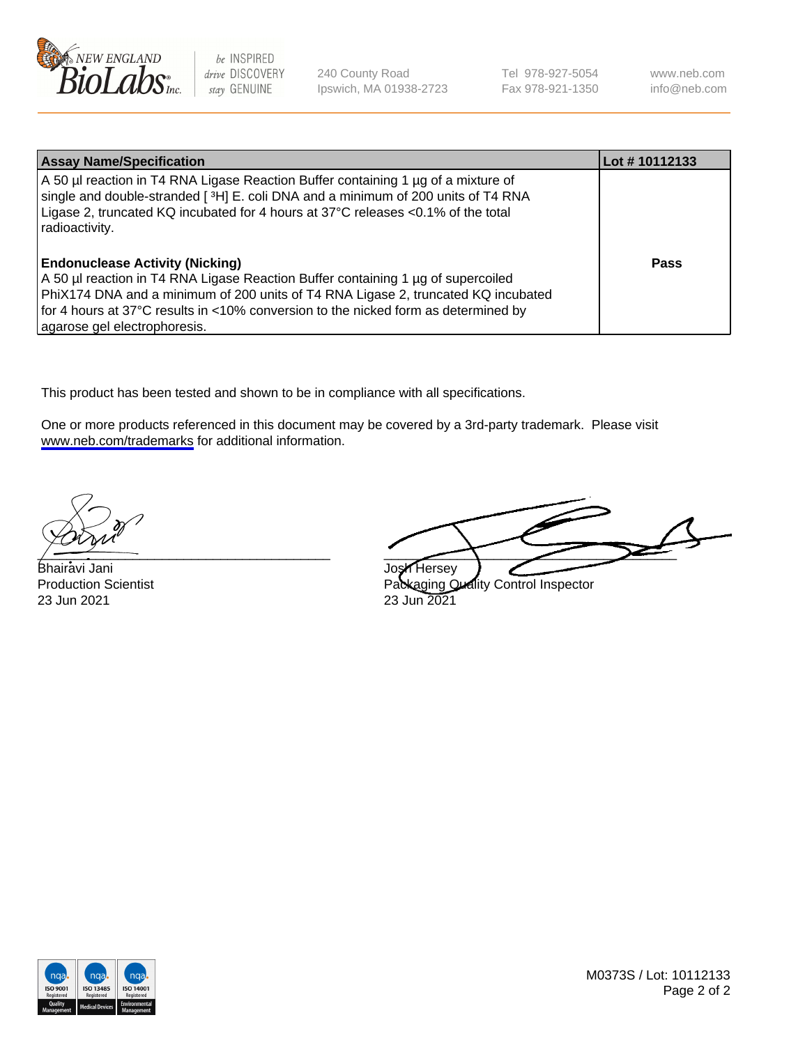| Assay Name/Specification | Lot # 10112133 |
| --- | --- |
| A 50 µl reaction in T4 RNA Ligase Reaction Buffer containing 1 µg of a mixture of single and double-stranded [ $^3$H] E. coli DNA and a minimum of 200 units of T4 RNA Ligase 2, truncated KQ incubated for 4 hours at 37°C releases <0.1% of the total radioactivity. | |
| **Endonuclease Activity (Nicking)** A 50 µl reaction in T4 RNA Ligase Reaction Buffer containing 1 µg of supercoiled PhiX174 DNA and a minimum of 200 units of T4 RNA Ligase 2, truncated KQ incubated for 4 hours at 37°C results in <10% conversion to the nicked form as determined by agarose gel electrophoresis. | **Pass** |

This product has been tested and shown to be in compliance with all specifications.

One or more products referenced in this document may be covered by a 3rd-party trademark. Please visit www.neb.com/trademarks for additional information.

Bhairavi Jani
Production Scientist
23 Jun 2021

Josh Hersey
Packaging Quality Control Inspector
23 Jun 2021

M0373S / Lot: 10112133